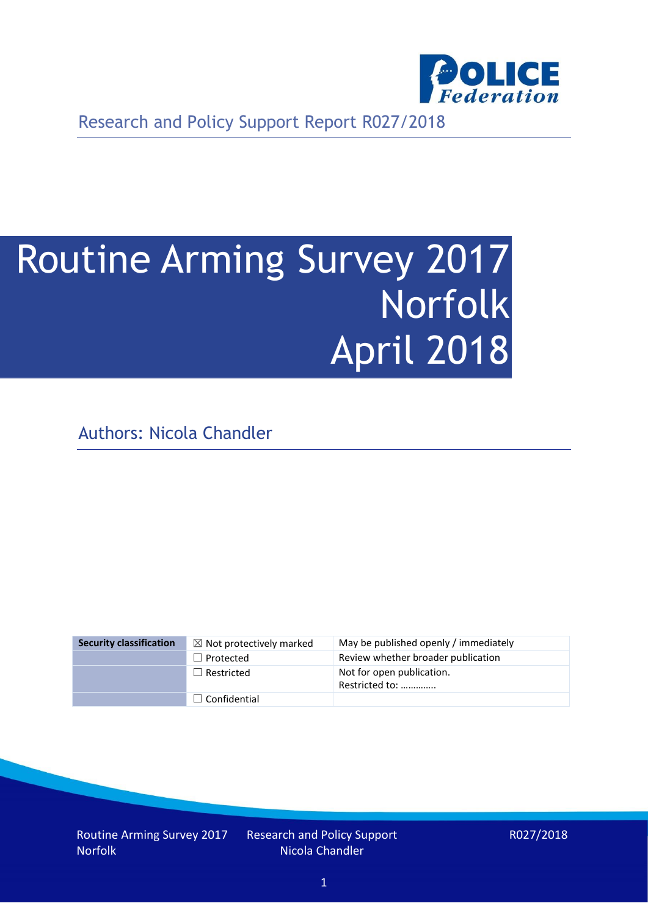Research and Policy Support Report R027/2018

# Routine Arming Survey 2017 Norfolk April 2018

Authors: Nicola Chandler

| Security classification | ☒ Not protectively marked | May be published openly / immediately |
| --- | --- | --- |
| | ☐ Protected | Review whether broader publication |
| | ☐ Restricted | Not for open publication. Restricted to: ………….. |
| | ☐ Confidential | |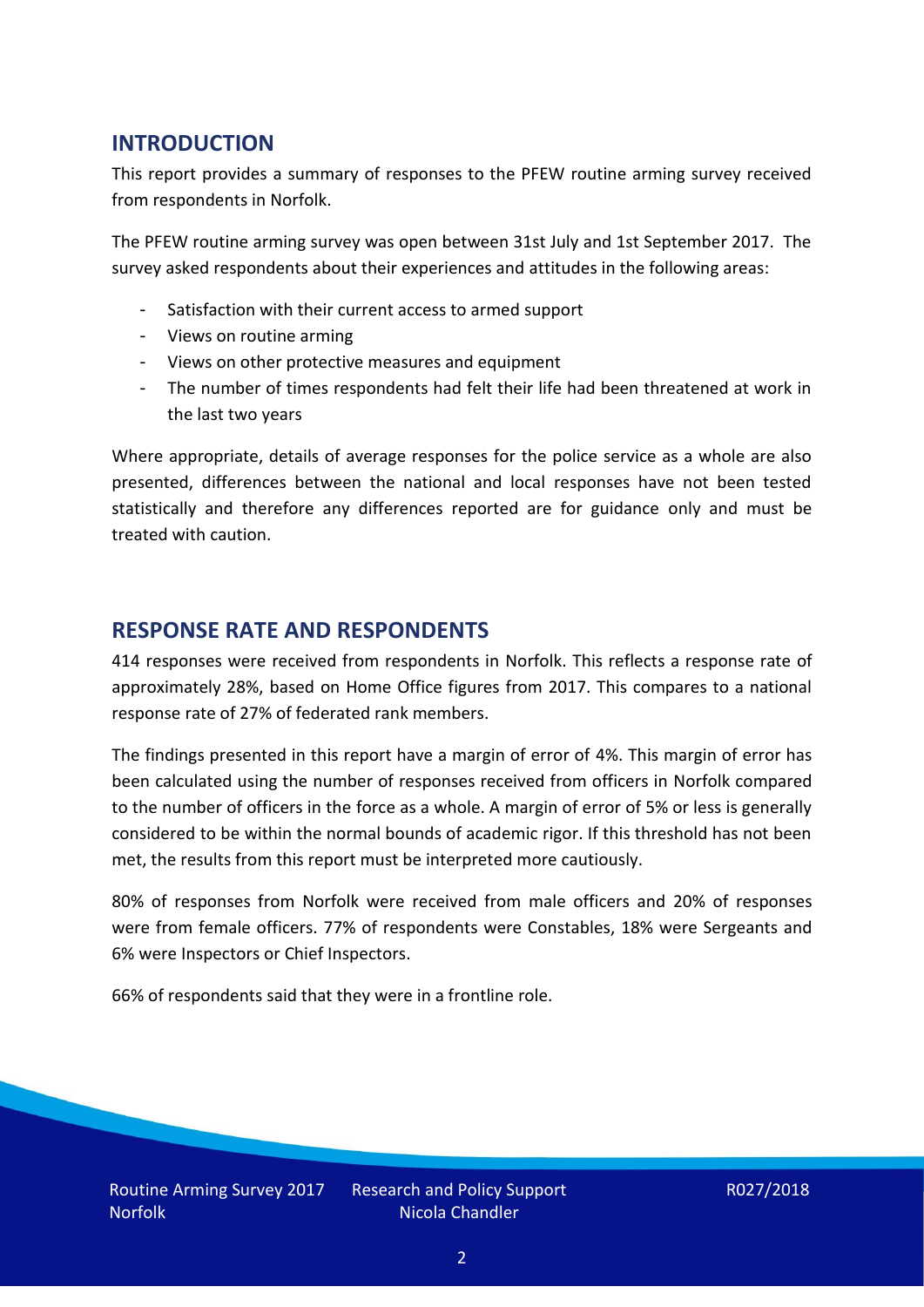## INTRODUCTION

This report provides a summary of responses to the PFEW routine arming survey received from respondents in Norfolk.

The PFEW routine arming survey was open between 31st July and 1st September 2017. The survey asked respondents about their experiences and attitudes in the following areas:

- Satisfaction with their current access to armed support
- Views on routine arming
- Views on other protective measures and equipment
- The number of times respondents had felt their life had been threatened at work in the last two years

Where appropriate, details of average responses for the police service as a whole are also presented, differences between the national and local responses have not been tested statistically and therefore any differences reported are for guidance only and must be treated with caution.

## RESPONSE RATE AND RESPONDENTS

414 responses were received from respondents in Norfolk. This reflects a response rate of approximately 28%, based on Home Office figures from 2017. This compares to a national response rate of 27% of federated rank members.

The findings presented in this report have a margin of error of 4%. This margin of error has been calculated using the number of responses received from officers in Norfolk compared to the number of officers in the force as a whole. A margin of error of 5% or less is generally considered to be within the normal bounds of academic rigor. If this threshold has not been met, the results from this report must be interpreted more cautiously.

80% of responses from Norfolk were received from male officers and 20% of responses were from female officers. 77% of respondents were Constables, 18% were Sergeants and 6% were Inspectors or Chief Inspectors.

66% of respondents said that they were in a frontline role.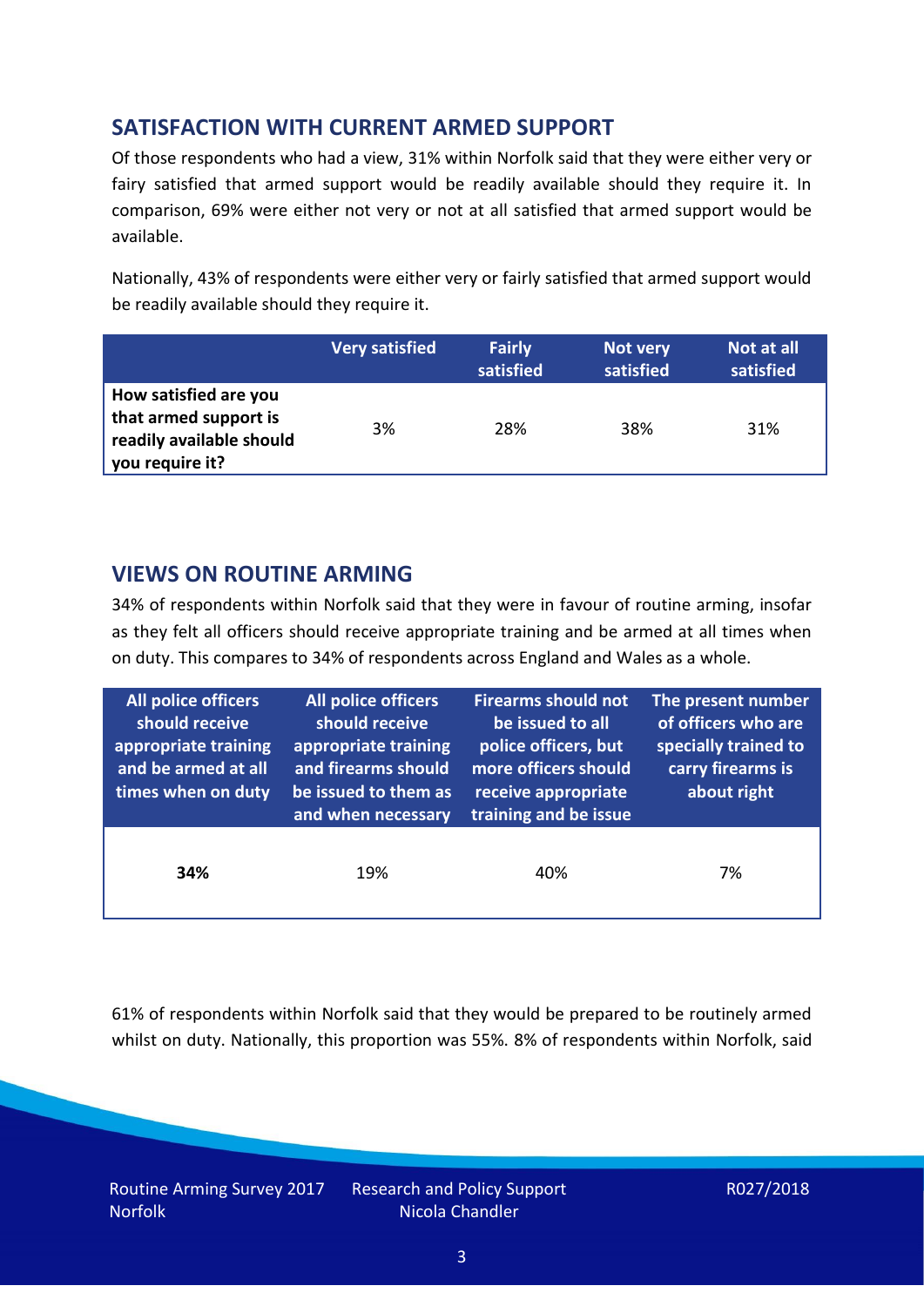## SATISFACTION WITH CURRENT ARMED SUPPORT

Of those respondents who had a view, 31% within Norfolk said that they were either very or fairy satisfied that armed support would be readily available should they require it. In comparison, 69% were either not very or not at all satisfied that armed support would be available.

Nationally, 43% of respondents were either very or fairly satisfied that armed support would be readily available should they require it.

| | Very satisfied | Fairly satisfied | Not very satisfied | Not at all satisfied |
|---|---|---|---|---|
| **How satisfied are you that armed support is readily available should you require it?** | 3% | 28% | 38% | 31% |

## VIEWS ON ROUTINE ARMING

34% of respondents within Norfolk said that they were in favour of routine arming, insofar as they felt all officers should receive appropriate training and be armed at all times when on duty. This compares to 34% of respondents across England and Wales as a whole.

| All police officers should receive appropriate training and be armed at all times when on duty | All police officers should receive appropriate training and firearms should be issued to them as and when necessary | Firearms should not be issued to all police officers, but more officers should receive appropriate training and be issue | The present number of officers who are specially trained to carry firearms is about right |
|---|---|---|---|
| **34%** | 19% | 40% | 7% |

61% of respondents within Norfolk said that they would be prepared to be routinely armed whilst on duty. Nationally, this proportion was 55%. 8% of respondents within Norfolk, said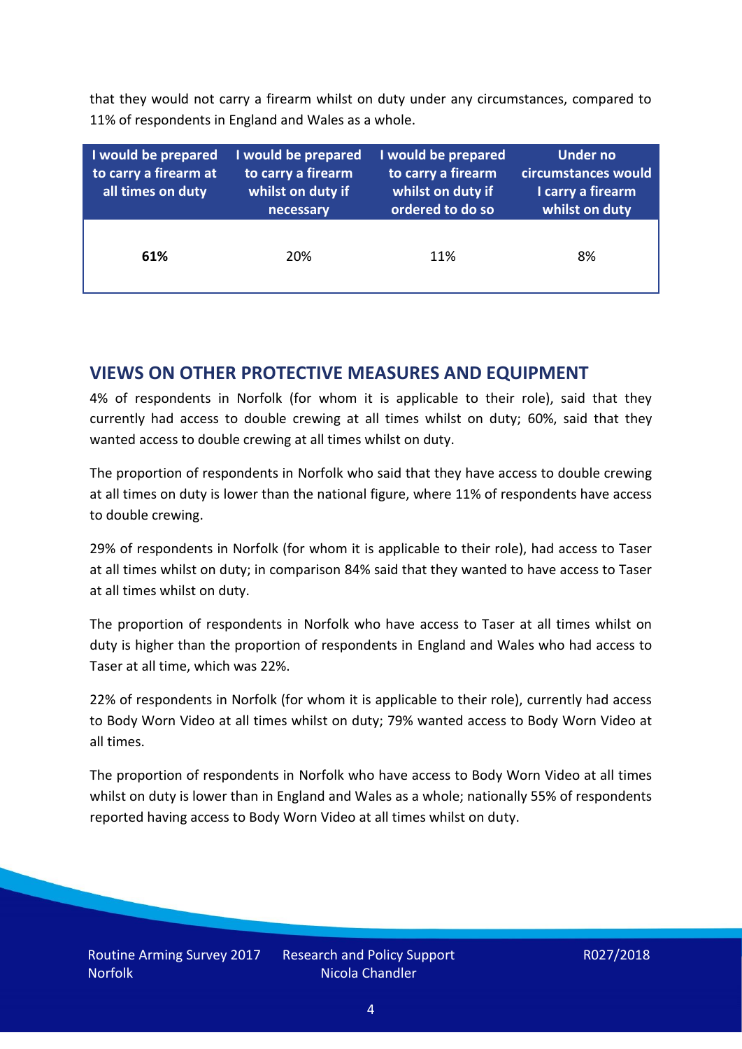that they would not carry a firearm whilst on duty under any circumstances, compared to 11% of respondents in England and Wales as a whole.

| I would be prepared to carry a firearm at all times on duty | I would be prepared to carry a firearm whilst on duty if necessary | I would be prepared to carry a firearm whilst on duty if ordered to do so | Under no circumstances would I carry a firearm whilst on duty |
|---|---|---|---|
| **61%** | 20% | 11% | 8% |

## VIEWS ON OTHER PROTECTIVE MEASURES AND EQUIPMENT

4% of respondents in Norfolk (for whom it is applicable to their role), said that they currently had access to double crewing at all times whilst on duty; 60%, said that they wanted access to double crewing at all times whilst on duty.

The proportion of respondents in Norfolk who said that they have access to double crewing at all times on duty is lower than the national figure, where 11% of respondents have access to double crewing.

29% of respondents in Norfolk (for whom it is applicable to their role), had access to Taser at all times whilst on duty; in comparison 84% said that they wanted to have access to Taser at all times whilst on duty.

The proportion of respondents in Norfolk who have access to Taser at all times whilst on duty is higher than the proportion of respondents in England and Wales who had access to Taser at all time, which was 22%.

22% of respondents in Norfolk (for whom it is applicable to their role), currently had access to Body Worn Video at all times whilst on duty; 79% wanted access to Body Worn Video at all times.

The proportion of respondents in Norfolk who have access to Body Worn Video at all times whilst on duty is lower than in England and Wales as a whole; nationally 55% of respondents reported having access to Body Worn Video at all times whilst on duty.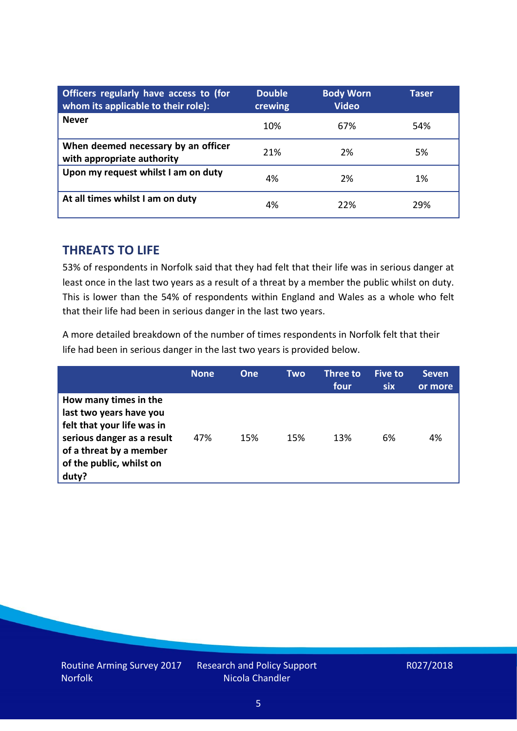| Officers regularly have access to (for whom its applicable to their role): | Double crewing | Body Worn Video | Taser |
|---|---|---|---|
| **Never** | 10% | 67% | 54% |
| **When deemed necessary by an officer with appropriate authority** | 21% | 2% | 5% |
| **Upon my request whilst I am on duty** | 4% | 2% | 1% |
| **At all times whilst I am on duty** | 4% | 22% | 29% |

## THREATS TO LIFE

53% of respondents in Norfolk said that they had felt that their life was in serious danger at least once in the last two years as a result of a threat by a member the public whilst on duty. This is lower than the 54% of respondents within England and Wales as a whole who felt that their life had been in serious danger in the last two years.

A more detailed breakdown of the number of times respondents in Norfolk felt that their life had been in serious danger in the last two years is provided below.

| | None | One | Two | Three to four | Five to six | Seven or more |
|---|---|---|---|---|---|---|
| **How many times in the last two years have you felt that your life was in serious danger as a result of a threat by a member of the public, whilst on duty?** | 47% | 15% | 15% | 13% | 6% | 4% |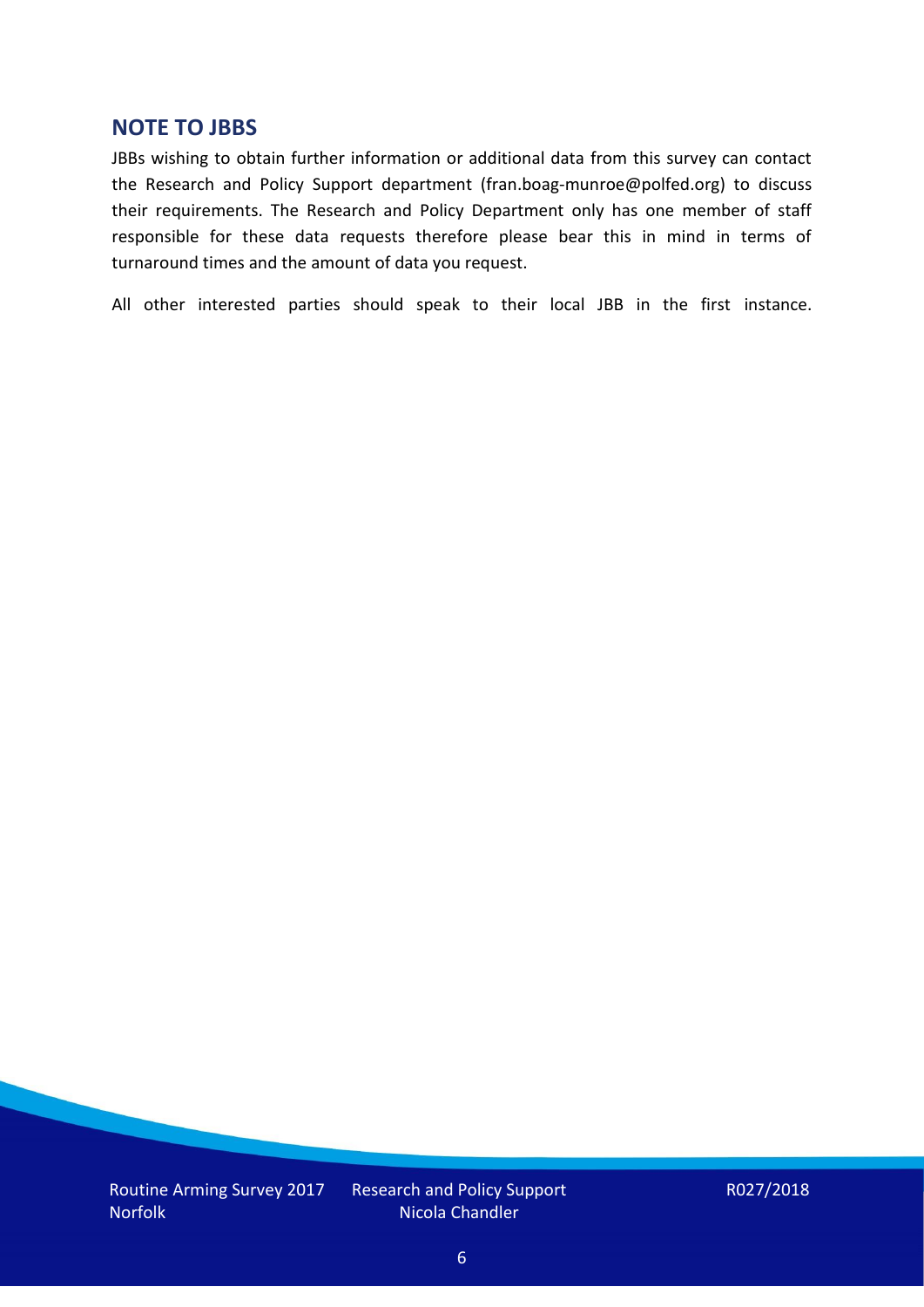## NOTE TO JBBS

JBBs wishing to obtain further information or additional data from this survey can contact the Research and Policy Support department (fran.boag-munroe@polfed.org) to discuss their requirements. The Research and Policy Department only has one member of staff responsible for these data requests therefore please bear this in mind in terms of turnaround times and the amount of data you request.

All other interested parties should speak to their local JBB in the first instance.